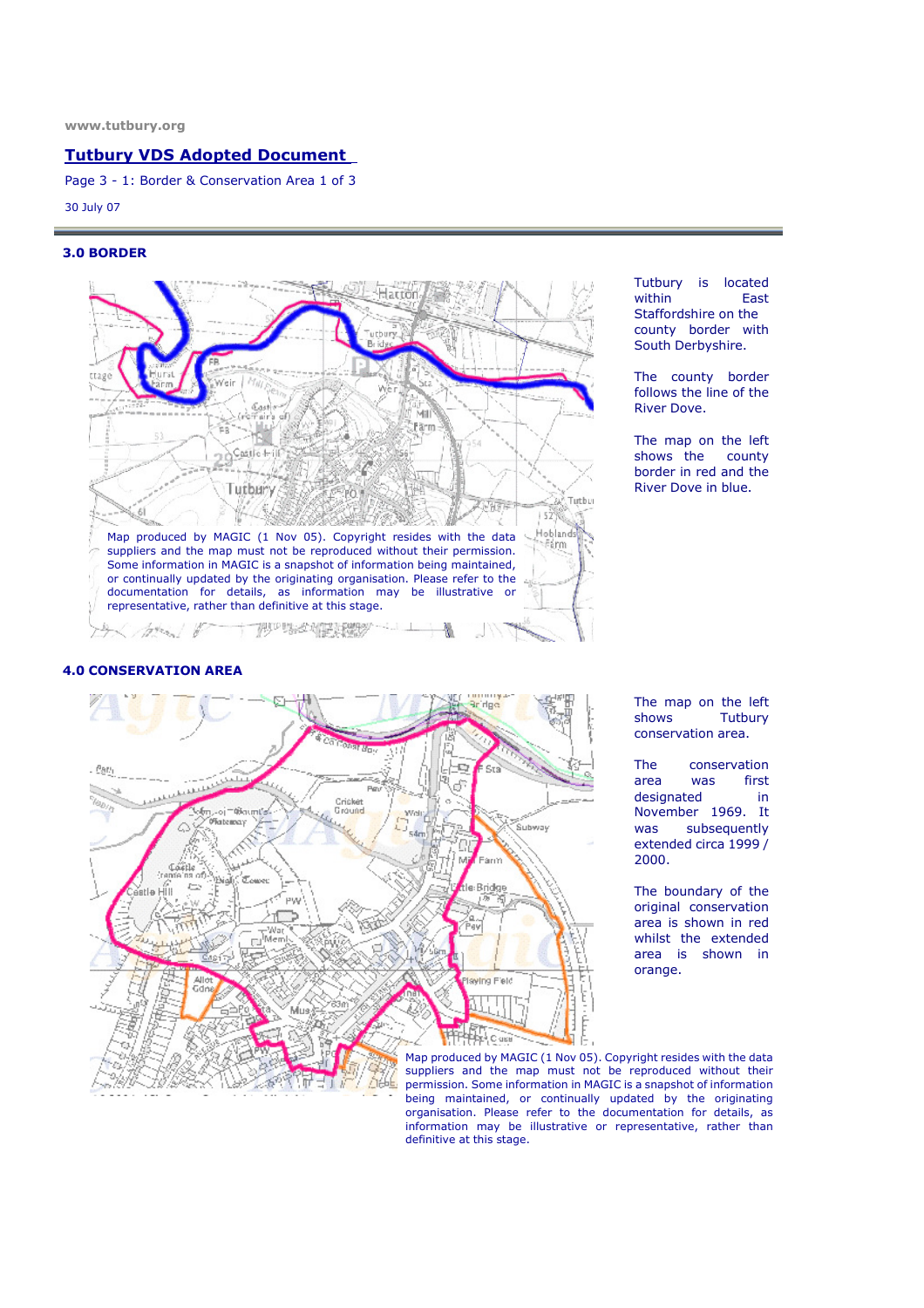www.tutbury.org

**Tutbury VDS Adopted Document**

Page 3 - 1: Border & Conservation Area 1 of 3

30 July 07

### 3.0 BORDER

Tutbury is located within East Staffordshire on the county border with South Derbyshire.

The county border follows the line of the River Dove.

The map on the left shows the county border in red and the River Dove in blue.

Map produced by MAGIC (1 Nov 05). Copyright resides with the data suppliers and the map must not be reproduced without their permission. Some information in MAGIC is a snapshot of information being maintained, or continually updated by the originating organisation. Please refer to the documentation for details, as information may be illustrative or representative, rather than definitive at this stage.

### 4.0 CONSERVATION AREA

The map on the left shows Tutbury conservation area.

The conservation area was first designated in November 1969. It was subsequently extended circa 1999 / 2000.

The boundary of the original conservation area is shown in red whilst the extended area is shown in orange.

Map produced by MAGIC (1 Nov 05). Copyright resides with the data suppliers and the map must not be reproduced without their permission. Some information in MAGIC is a snapshot of information being maintained, or continually updated by the originating organisation. Please refer to the documentation for details, as information may be illustrative or representative, rather than definitive at this stage.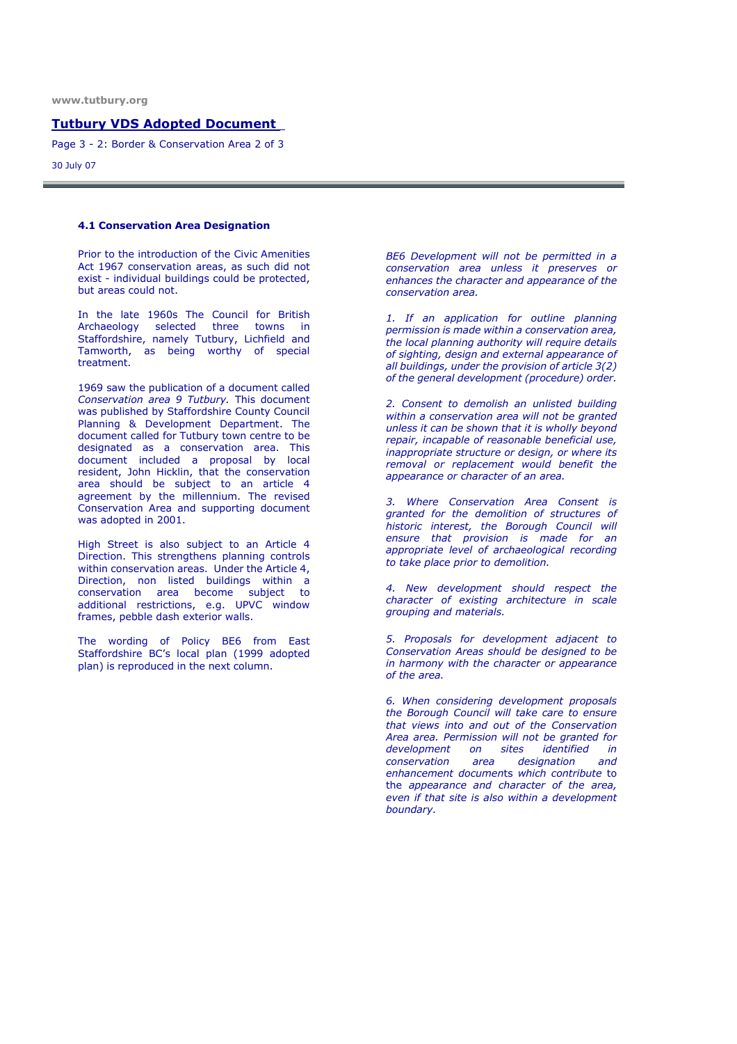### 4.1 Conservation Area Designation

Prior to the introduction of the Civic Amenities Act 1967 conservation areas, as such did not exist - individual buildings could be protected, but areas could not.

In the late 1960s The Council for British Archaeology selected three towns in Staffordshire, namely Tutbury, Lichfield and Tamworth, as being worthy of special treatment.

1969 saw the publication of a document called *Conservation area 9 Tutbury*. This document was published by Staffordshire County Council Planning & Development Department. The document called for Tutbury town centre to be designated as a conservation area. This document included a proposal by local resident, John Hicklin, that the conservation area should be subject to an article 4 agreement by the millennium. The revised Conservation Area and supporting document was adopted in 2001.

High Street is also subject to an Article 4 Direction. This strengthens planning controls within conservation areas. Under the Article 4, Direction, non listed buildings within a conservation area become subject to additional restrictions, e.g. UPVC window frames, pebble dash exterior walls.

The wording of Policy BE6 from East Staffordshire BC's local plan (1999 adopted plan) is reproduced in the next column.

*BE6 Development will not be permitted in a conservation area unless it preserves or enhances the character and appearance of the conservation area.*

*1. If an application for outline planning permission is made within a conservation area, the local planning authority will require details of sighting, design and external appearance of all buildings, under the provision of article 3(2) of the general development (procedure) order.*

*2. Consent to demolish an unlisted building within a conservation area will not be granted unless it can be shown that it is wholly beyond repair, incapable of reasonable beneficial use, inappropriate structure or design, or where its removal or replacement would benefit the appearance or character of an area.*

*3. Where Conservation Area Consent is granted for the demolition of structures of historic interest, the Borough Council will ensure that provision is made for an appropriate level of archaeological recording to take place prior to demolition.*

*4. New development should respect the character of existing architecture in scale grouping and materials.*

*5. Proposals for development adjacent to Conservation Areas should be designed to be in harmony with the character or appearance of the area.*

*6. When considering development proposals the Borough Council will take care to ensure that views into and out of the Conservation Area area. Permission will not be granted for development on sites identified in conservation area designation and enhancement documen*ts *which contribute* to the *appearance and character of the area, even if that site is also within a development boundary.*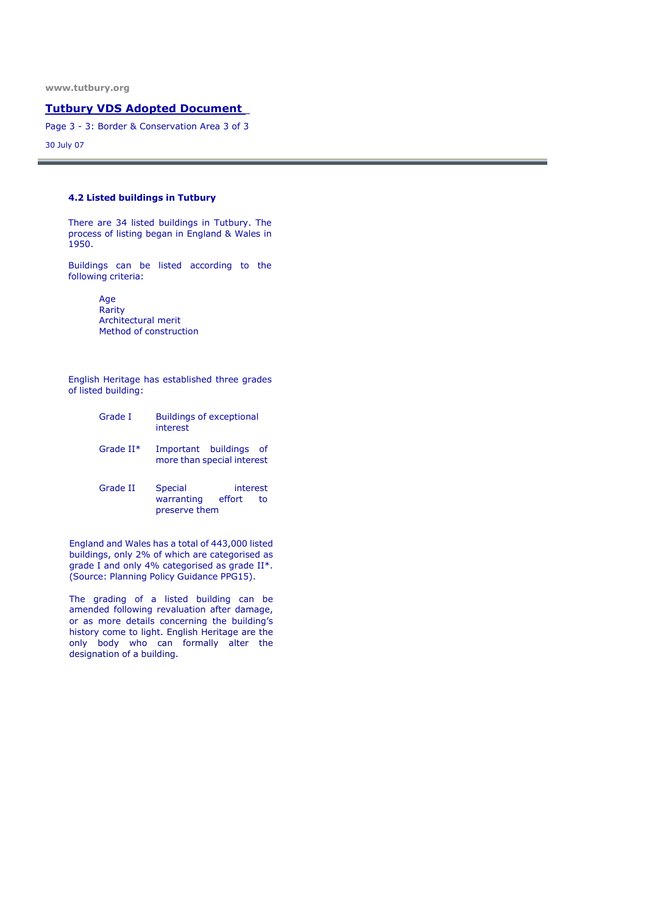### 4.2 Listed buildings in Tutbury

There are 34 listed buildings in Tutbury. The process of listing began in England & Wales in 1950.

Buildings can be listed according to the following criteria:

- Age
- Rarity
- Architectural merit
- Method of construction

English Heritage has established three grades of listed building:

| | |
|---|---|
| Grade I | Buildings of exceptional interest |
| Grade II* | Important buildings of more than special interest |
| Grade II | Special interest warranting effort to preserve them |

England and Wales has a total of 443,000 listed buildings, only 2% of which are categorised as grade I and only 4% categorised as grade II*. (Source: Planning Policy Guidance PPG15).

The grading of a listed building can be amended following revaluation after damage, or as more details concerning the building's history come to light. English Heritage are the only body who can formally alter the designation of a building.